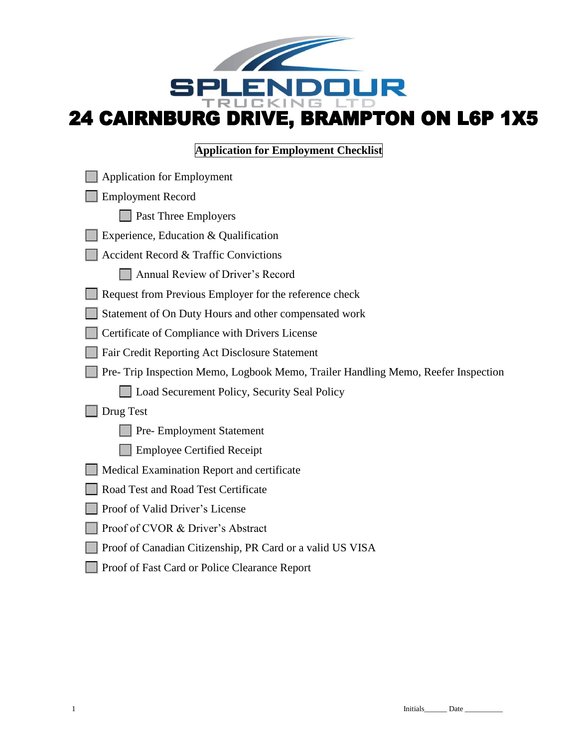# SPLENDOUR TRUCKING LTD

# 24 CAIRNBURG DRIVE, BRAMPTON ON L6P 1X5

## Application for Employment Checklist

- [ ] Application for Employment
- [ ] Employment Record
  - [ ] Past Three Employers
- [ ] Experience, Education & Qualification
- [ ] Accident Record & Traffic Convictions
  - [ ] Annual Review of Driver's Record
- [ ] Request from Previous Employer for the reference check
- [ ] Statement of On Duty Hours and other compensated work
- [ ] Certificate of Compliance with Drivers License
- [ ] Fair Credit Reporting Act Disclosure Statement
- [ ] Pre- Trip Inspection Memo, Logbook Memo, Trailer Handling Memo, Reefer Inspection
  - [ ] Load Securement Policy, Security Seal Policy
- [ ] Drug Test
  - [ ] Pre- Employment Statement
  - [ ] Employee Certified Receipt
- [ ] Medical Examination Report and certificate
- [ ] Road Test and Road Test Certificate
- [ ] Proof of Valid Driver's License
- [ ] Proof of CVOR & Driver's Abstract
- [ ] Proof of Canadian Citizenship, PR Card or a valid US VISA
- [ ] Proof of Fast Card or Police Clearance Report

Initials______ Date __________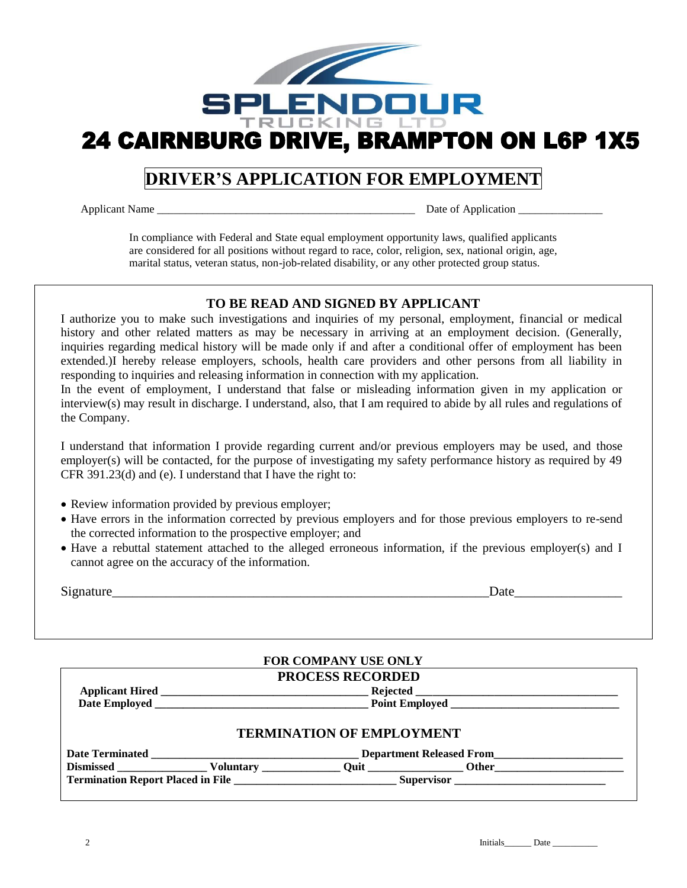# SPLENDOUR TRUCKING LTD

**24 CAIRNBURG DRIVE, BRAMPTON ON L6P 1X5**

## DRIVER'S APPLICATION FOR EMPLOYMENT

Applicant Name _______________________________________________ Date of Application _______________

In compliance with Federal and State equal employment opportunity laws, qualified applicants are considered for all positions without regard to race, color, religion, sex, national origin, age, marital status, veteran status, non-job-related disability, or any other protected group status.

### TO BE READ AND SIGNED BY APPLICANT

I authorize you to make such investigations and inquiries of my personal, employment, financial or medical history and other related matters as may be necessary in arriving at an employment decision. (Generally, inquiries regarding medical history will be made only if and after a conditional offer of employment has been extended.)I hereby release employers, schools, health care providers and other persons from all liability in responding to inquiries and releasing information in connection with my application.

In the event of employment, I understand that false or misleading information given in my application or interview(s) may result in discharge. I understand, also, that I am required to abide by all rules and regulations of the Company.

I understand that information I provide regarding current and/or previous employers may be used, and those employer(s) will be contacted, for the purpose of investigating my safety performance history as required by 49 CFR 391.23(d) and (e). I understand that I have the right to:

- Review information provided by previous employer;
- Have errors in the information corrected by previous employers and for those previous employers to re-send the corrected information to the prospective employer; and
- Have a rebuttal statement attached to the alleged erroneous information, if the previous employer(s) and I cannot agree on the accuracy of the information.

Signature___________________________________________________________Date________________

**FOR COMPANY USE ONLY**

**PROCESS RECORDED**

**Applicant Hired** ___________________________________ **Rejected** ___________________________________

**Date Employed** ______________________________________ **Point Employed** _____________________________

**TERMINATION OF EMPLOYMENT**

**Date Terminated** ____________________________________ **Department Released From**______________________

**Dismissed** ________________ **Voluntary** _____________ **Quit** _________________ **Other**______________________

**Termination Report Placed in File** ____________________________ **Supervisor** ___________________________

Initials______ Date __________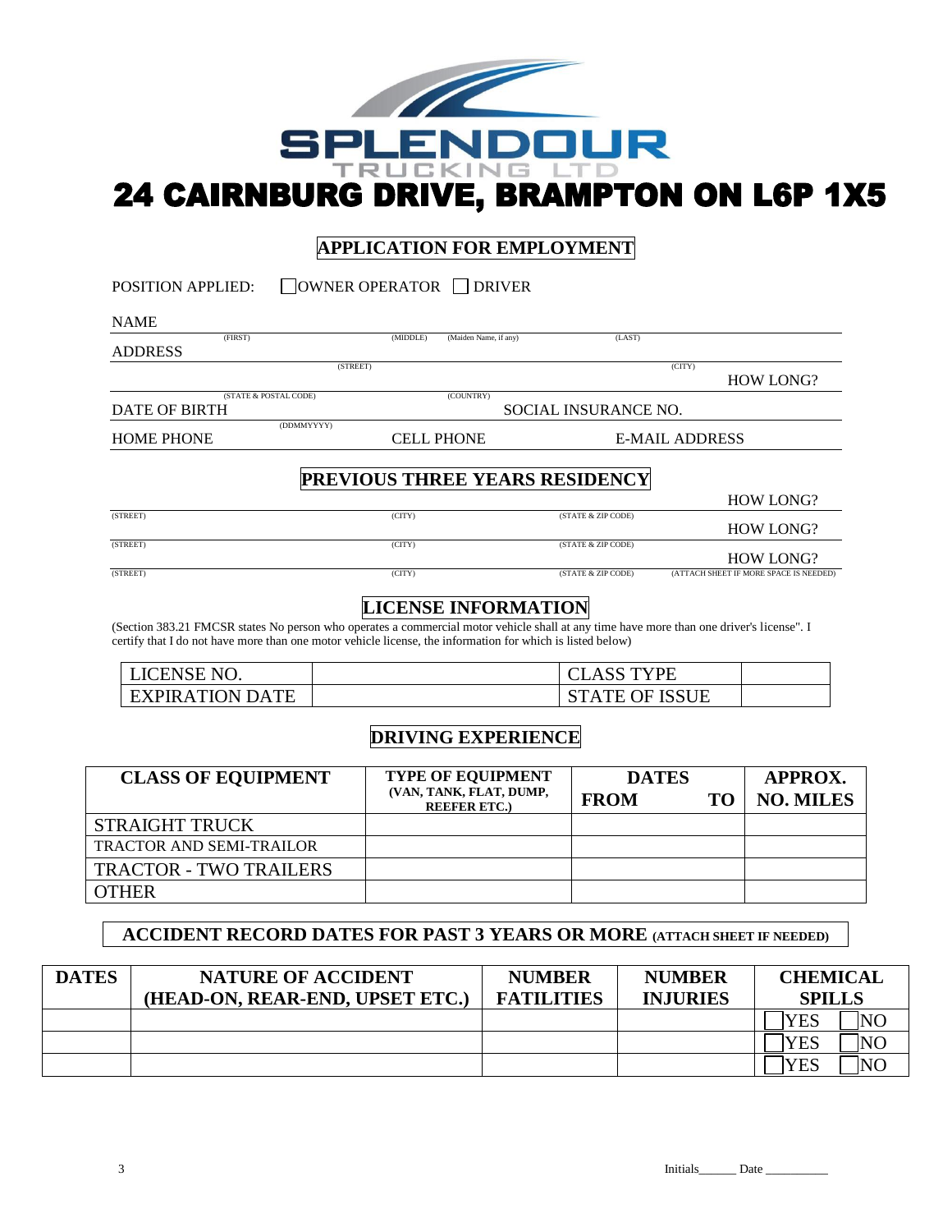# SPLENDOUR
TRUCKING LTD

# 24 CAIRNBURG DRIVE, BRAMPTON ON L6P 1X5

## APPLICATION FOR EMPLOYMENT

POSITION APPLIED: ☐ OWNER OPERATOR ☐ DRIVER

NAME
(FIRST) (MIDDLE) (Maiden Name, if any) (LAST)

ADDRESS
(STREET) (CITY)

HOW LONG?
(STATE & POSTAL CODE) (COUNTRY)

DATE OF BIRTH SOCIAL INSURANCE NO.
(DDMMYYYY)

HOME PHONE CELL PHONE E-MAIL ADDRESS

## PREVIOUS THREE YEARS RESIDENCY

HOW LONG?
(STREET) (CITY) (STATE & ZIP CODE)

HOW LONG?
(STREET) (CITY) (STATE & ZIP CODE)

HOW LONG?
(STREET) (CITY) (STATE & ZIP CODE) (ATTACH SHEET IF MORE SPACE IS NEEDED)

## LICENSE INFORMATION

(Section 383.21 FMCSR states No person who operates a commercial motor vehicle shall at any time have more than one driver's license". I certify that I do not have more than one motor vehicle license, the information for which is listed below)

| LICENSE NO. | | CLASS TYPE | |
|---|---|---|---|
| EXPIRATION DATE | | STATE OF ISSUE | |

## DRIVING EXPERIENCE

| CLASS OF EQUIPMENT | TYPE OF EQUIPMENT (VAN, TANK, FLAT, DUMP, REEFER ETC.) | DATES FROM | TO | APPROX. NO. MILES |
|---|---|---|---|---|
| STRAIGHT TRUCK | | | | |
| TRACTOR AND SEMI-TRAILOR | | | | |
| TRACTOR - TWO TRAILERS | | | | |
| OTHER | | | | |

## ACCIDENT RECORD DATES FOR PAST 3 YEARS OR MORE (ATTACH SHEET IF NEEDED)

| DATES | NATURE OF ACCIDENT (HEAD-ON, REAR-END, UPSET ETC.) | NUMBER FATILITIES | NUMBER INJURIES | CHEMICAL SPILLS |
|---|---|---|---|---|
| | | | | ☐ YES ☐ NO |
| | | | | ☐ YES ☐ NO |
| | | | | ☐ YES ☐ NO |

Initials______ Date __________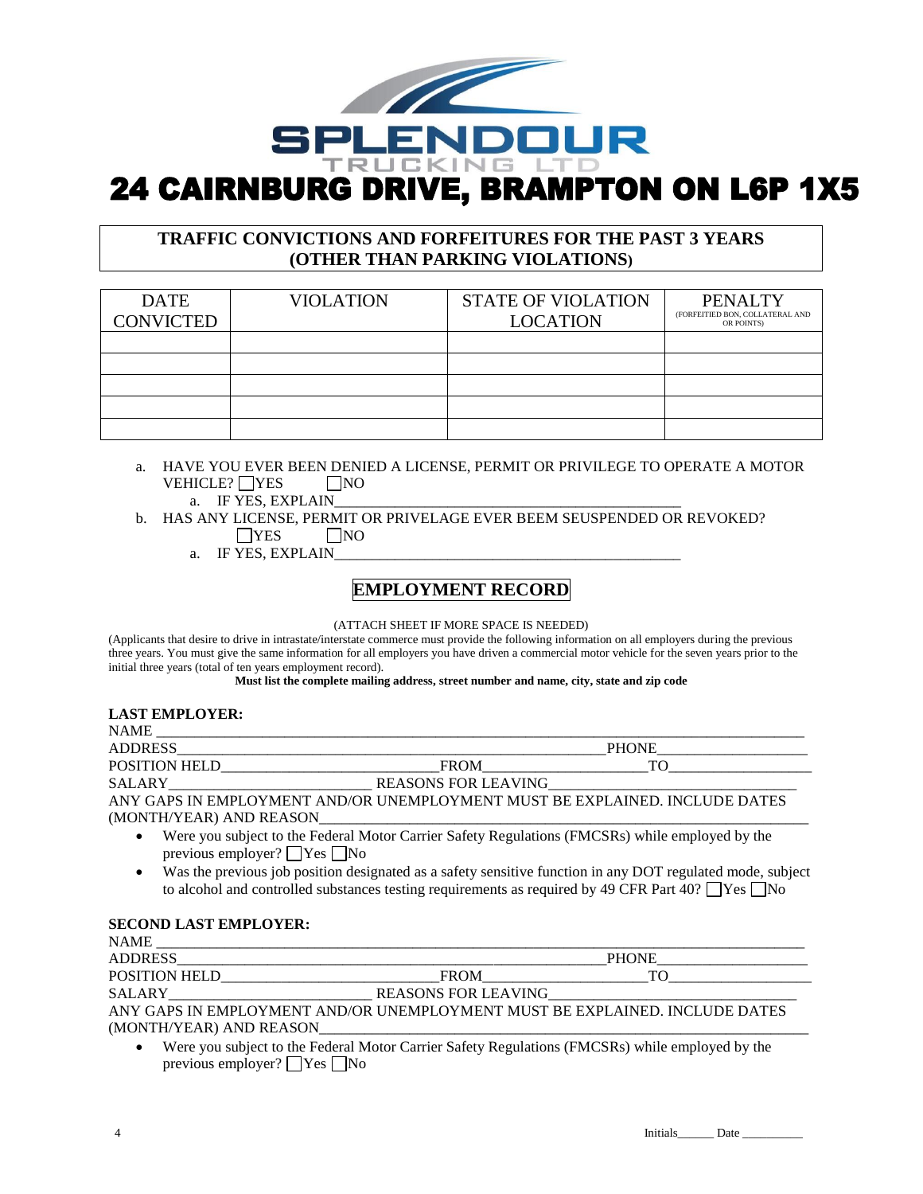# SPLENDOUR TRUCKING LTD

# 24 CAIRNBURG DRIVE, BRAMPTON ON L6P 1X5

## TRAFFIC CONVICTIONS AND FORFEITURES FOR THE PAST 3 YEARS (OTHER THAN PARKING VIOLATIONS)

| DATE CONVICTED | VIOLATION | STATE OF VIOLATION LOCATION | PENALTY (FORFEITIED BON, COLLATERAL AND OR POINTS) |
|---|---|---|---|
| | | | |
| | | | |
| | | | |
| | | | |
| | | | |

a. HAVE YOU EVER BEEN DENIED A LICENSE, PERMIT OR PRIVILEGE TO OPERATE A MOTOR VEHICLE? ☐YES ☐NO
   a. IF YES, EXPLAIN_______________________________________________

b. HAS ANY LICENSE, PERMIT OR PRIVELAGE EVER BEEM SEUSPENDED OR REVOKED?
   ☐YES ☐NO
   a. IF YES, EXPLAIN_______________________________________________

## EMPLOYMENT RECORD

(ATTACH SHEET IF MORE SPACE IS NEEDED)

(Applicants that desire to drive in intrastate/interstate commerce must provide the following information on all employers during the previous three years. You must give the same information for all employers you have driven a commercial motor vehicle for the seven years prior to the initial three years (total of ten years employment record).

**Must list the complete mailing address, street number and name, city, state and zip code**

**LAST EMPLOYER:**

NAME ___________________________________________________________________________

ADDRESS___________________________________________________PHONE__________________

POSITION HELD__________________________FROM____________________TO_________________

SALARY__________________________ REASONS FOR LEAVING_______________________________

ANY GAPS IN EMPLOYMENT AND/OR UNEMPLOYMENT MUST BE EXPLAINED. INCLUDE DATES (MONTH/YEAR) AND REASON_______________________________________________________

- Were you subject to the Federal Motor Carrier Safety Regulations (FMCSRs) while employed by the previous employer? ☐Yes ☐No
- Was the previous job position designated as a safety sensitive function in any DOT regulated mode, subject to alcohol and controlled substances testing requirements as required by 49 CFR Part 40? ☐Yes ☐No

**SECOND LAST EMPLOYER:**

NAME ___________________________________________________________________________

ADDRESS___________________________________________________PHONE__________________

POSITION HELD__________________________FROM____________________TO_________________

SALARY__________________________ REASONS FOR LEAVING_______________________________

ANY GAPS IN EMPLOYMENT AND/OR UNEMPLOYMENT MUST BE EXPLAINED. INCLUDE DATES (MONTH/YEAR) AND REASON_______________________________________________________

- Were you subject to the Federal Motor Carrier Safety Regulations (FMCSRs) while employed by the previous employer? ☐Yes ☐No

Initials______ Date __________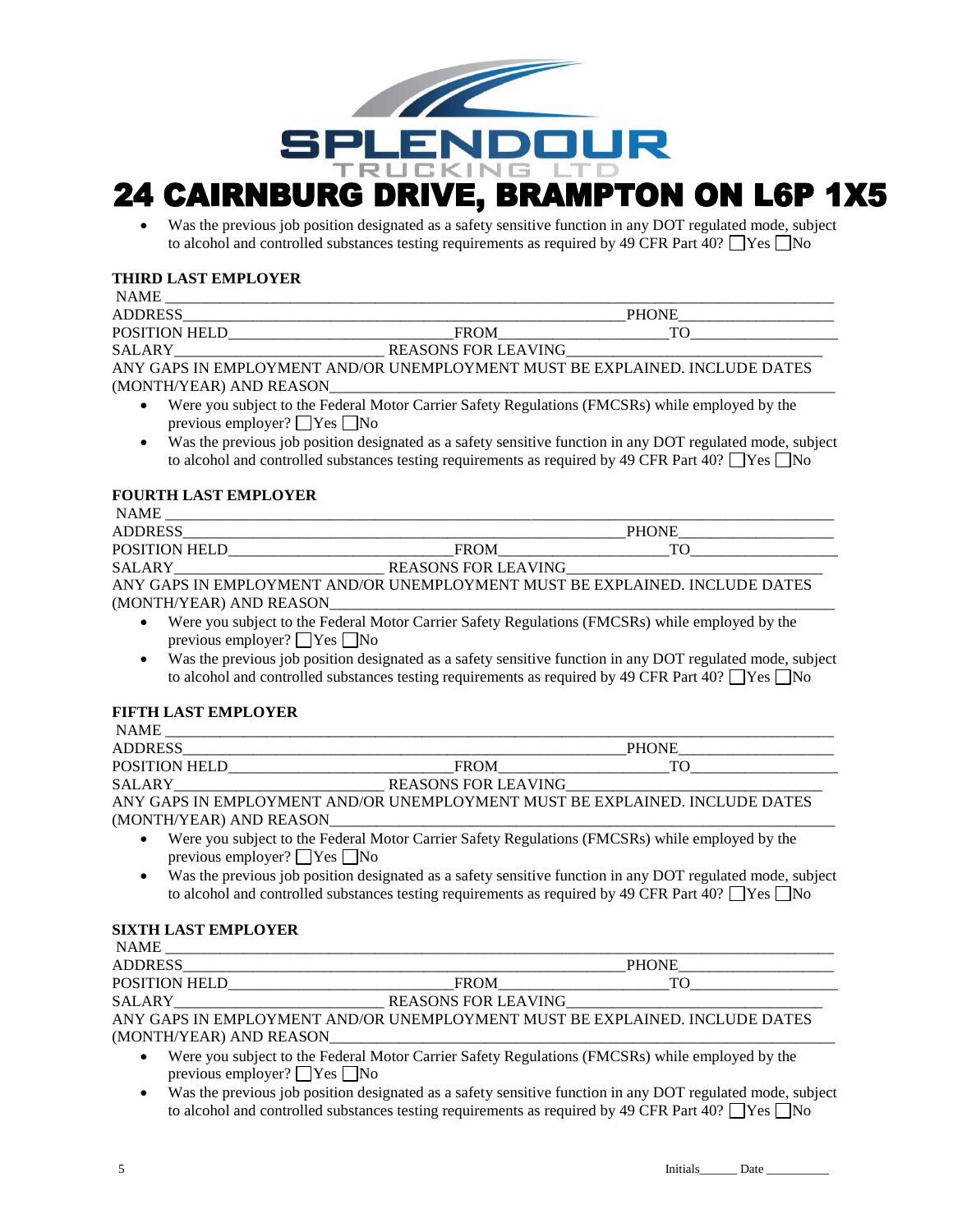# SPLENDOUR TRUCKING LTD

## 24 CAIRNBURG DRIVE, BRAMPTON ON L6P 1X5

- Was the previous job position designated as a safety sensitive function in any DOT regulated mode, subject to alcohol and controlled substances testing requirements as required by 49 CFR Part 40? ☐Yes ☐No

**THIRD LAST EMPLOYER**

NAME ___________________________________________________________________________

ADDRESS_______________________________________________PHONE__________________

POSITION HELD_________________________FROM___________________TO________________

SALARY________________________ REASONS FOR LEAVING____________________________

ANY GAPS IN EMPLOYMENT AND/OR UNEMPLOYMENT MUST BE EXPLAINED. INCLUDE DATES (MONTH/YEAR) AND REASON______________________________________________________

- Were you subject to the Federal Motor Carrier Safety Regulations (FMCSRs) while employed by the previous employer? ☐Yes ☐No
- Was the previous job position designated as a safety sensitive function in any DOT regulated mode, subject to alcohol and controlled substances testing requirements as required by 49 CFR Part 40? ☐Yes ☐No

**FOURTH LAST EMPLOYER**

NAME ___________________________________________________________________________

ADDRESS_______________________________________________PHONE__________________

POSITION HELD_________________________FROM___________________TO________________

SALARY________________________ REASONS FOR LEAVING____________________________

ANY GAPS IN EMPLOYMENT AND/OR UNEMPLOYMENT MUST BE EXPLAINED. INCLUDE DATES (MONTH/YEAR) AND REASON______________________________________________________

- Were you subject to the Federal Motor Carrier Safety Regulations (FMCSRs) while employed by the previous employer? ☐Yes ☐No
- Was the previous job position designated as a safety sensitive function in any DOT regulated mode, subject to alcohol and controlled substances testing requirements as required by 49 CFR Part 40? ☐Yes ☐No

**FIFTH LAST EMPLOYER**

NAME ___________________________________________________________________________

ADDRESS_______________________________________________PHONE__________________

POSITION HELD_________________________FROM___________________TO________________

SALARY________________________ REASONS FOR LEAVING____________________________

ANY GAPS IN EMPLOYMENT AND/OR UNEMPLOYMENT MUST BE EXPLAINED. INCLUDE DATES (MONTH/YEAR) AND REASON______________________________________________________

- Were you subject to the Federal Motor Carrier Safety Regulations (FMCSRs) while employed by the previous employer? ☐Yes ☐No
- Was the previous job position designated as a safety sensitive function in any DOT regulated mode, subject to alcohol and controlled substances testing requirements as required by 49 CFR Part 40? ☐Yes ☐No

**SIXTH LAST EMPLOYER**

NAME ___________________________________________________________________________

ADDRESS_______________________________________________PHONE__________________

POSITION HELD_________________________FROM___________________TO________________

SALARY________________________ REASONS FOR LEAVING____________________________

ANY GAPS IN EMPLOYMENT AND/OR UNEMPLOYMENT MUST BE EXPLAINED. INCLUDE DATES (MONTH/YEAR) AND REASON______________________________________________________

- Were you subject to the Federal Motor Carrier Safety Regulations (FMCSRs) while employed by the previous employer? ☐Yes ☐No
- Was the previous job position designated as a safety sensitive function in any DOT regulated mode, subject to alcohol and controlled substances testing requirements as required by 49 CFR Part 40? ☐Yes ☐No

Initials______ Date __________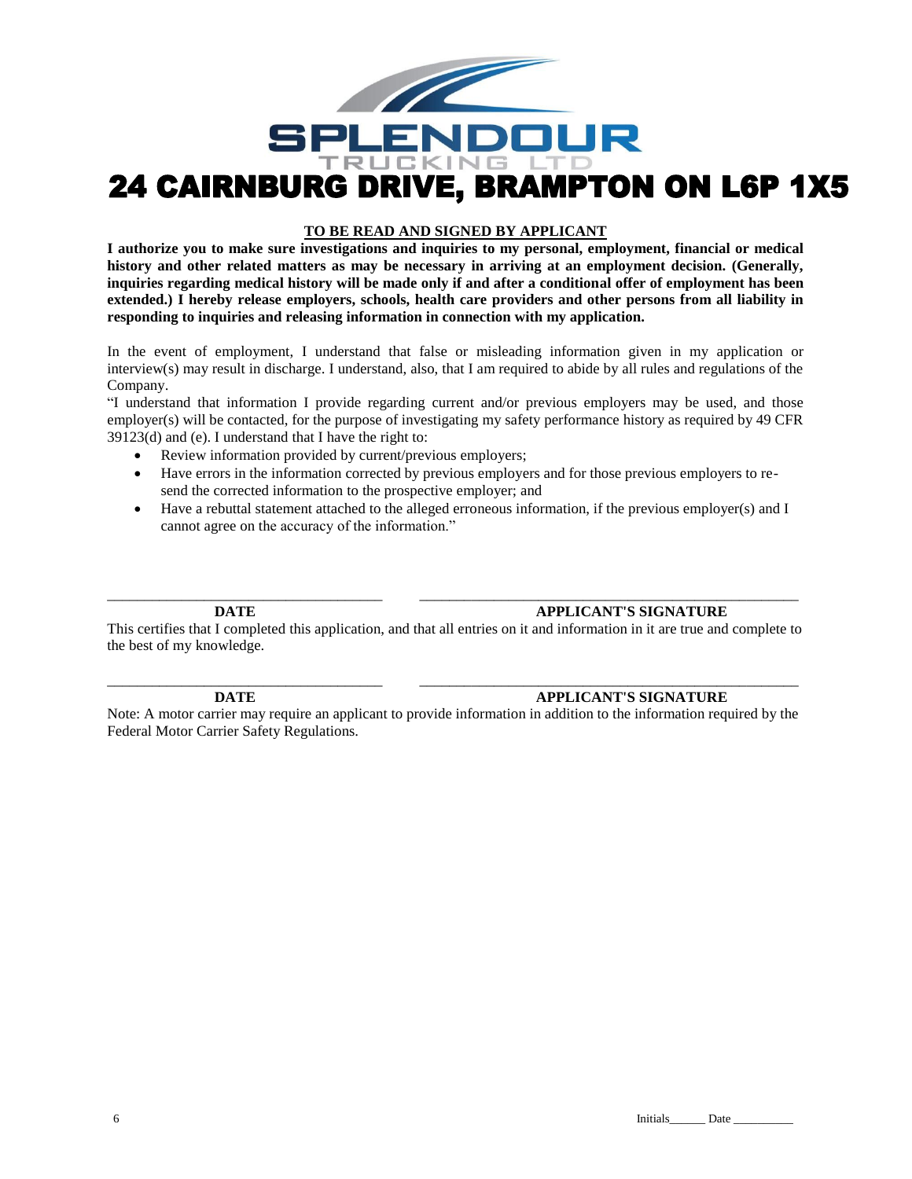# SPLENDOUR TRUCKING LTD

# 24 CAIRNBURG DRIVE, BRAMPTON ON L6P 1X5

**TO BE READ AND SIGNED BY APPLICANT**

**I authorize you to make sure investigations and inquiries to my personal, employment, financial or medical history and other related matters as may be necessary in arriving at an employment decision. (Generally, inquiries regarding medical history will be made only if and after a conditional offer of employment has been extended.) I hereby release employers, schools, health care providers and other persons from all liability in responding to inquiries and releasing information in connection with my application.**

In the event of employment, I understand that false or misleading information given in my application or interview(s) may result in discharge. I understand, also, that I am required to abide by all rules and regulations of the Company.

"I understand that information I provide regarding current and/or previous employers may be used, and those employer(s) will be contacted, for the purpose of investigating my safety performance history as required by 49 CFR 39123(d) and (e). I understand that I have the right to:

- Review information provided by current/previous employers;
- Have errors in the information corrected by previous employers and for those previous employers to re-send the corrected information to the prospective employer; and
- Have a rebuttal statement attached to the alleged erroneous information, if the previous employer(s) and I cannot agree on the accuracy of the information."

_______________________________ _______________________________________

**DATE** **APPLICANT'S SIGNATURE**

This certifies that I completed this application, and that all entries on it and information in it are true and complete to the best of my knowledge.

_______________________________ _______________________________________

**DATE** **APPLICANT'S SIGNATURE**

Note: A motor carrier may require an applicant to provide information in addition to the information required by the Federal Motor Carrier Safety Regulations.

Initials______ Date __________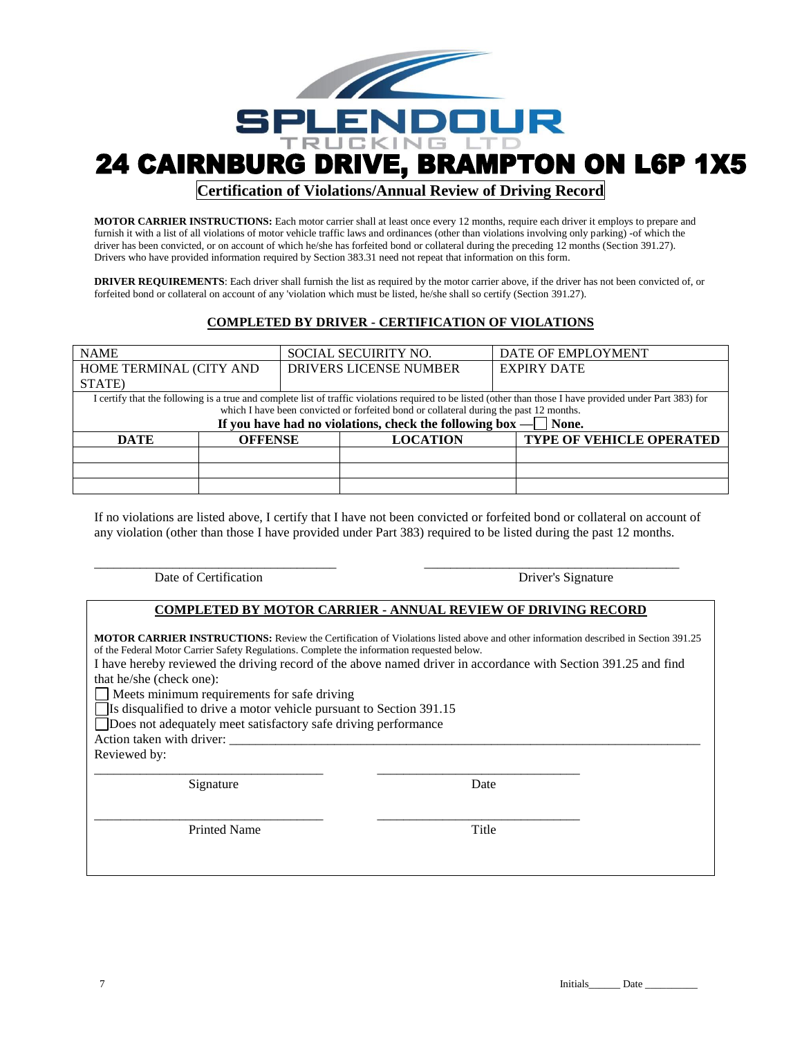# SPLENDOUR TRUCKING LTD

# 24 CAIRNBURG DRIVE, BRAMPTON ON L6P 1X5

## Certification of Violations/Annual Review of Driving Record

**MOTOR CARRIER INSTRUCTIONS:** Each motor carrier shall at least once every 12 months, require each driver it employs to prepare and furnish it with a list of all violations of motor vehicle traffic laws and ordinances (other than violations involving only parking) -of which the driver has been convicted, or on account of which he/she has forfeited bond or collateral during the preceding 12 months (Section 391.27). Drivers who have provided information required by Section 383.31 need not repeat that information on this form.

**DRIVER REQUIREMENTS**: Each driver shall furnish the list as required by the motor carrier above, if the driver has not been convicted of, or forfeited bond or collateral on account of any 'violation which must be listed, he/she shall so certify (Section 391.27).

### COMPLETED BY DRIVER - CERTIFICATION OF VIOLATIONS

| NAME | SOCIAL SECURITY NO. | DATE OF EMPLOYMENT |
|---|---|---|
| HOME TERMINAL (CITY AND STATE) | DRIVERS LICENSE NUMBER | EXPIRY DATE |

I certify that the following is a true and complete list of traffic violations required to be listed (other than those I have provided under Part 383) for which I have been convicted or forfeited bond or collateral during the past 12 months.

**If you have had no violations, check the following box —☐ None.**

| DATE | OFFENSE | LOCATION | TYPE OF VEHICLE OPERATED |
|---|---|---|---|
| | | | |
| | | | |
| | | | |

If no violations are listed above, I certify that I have not been convicted or forfeited bond or collateral on account of any violation (other than those I have provided under Part 383) required to be listed during the past 12 months.

\_\_\_\_\_\_\_\_\_\_\_\_\_\_\_\_\_\_\_\_\_\_\_\_\_\_\_\_\_\_ Date of Certification

\_\_\_\_\_\_\_\_\_\_\_\_\_\_\_\_\_\_\_\_\_\_\_\_\_\_\_\_\_\_ Driver's Signature

### COMPLETED BY MOTOR CARRIER - ANNUAL REVIEW OF DRIVING RECORD

**MOTOR CARRIER INSTRUCTIONS:** Review the Certification of Violations listed above and other information described in Section 391.25 of the Federal Motor Carrier Safety Regulations. Complete the information requested below.

I have hereby reviewed the driving record of the above named driver in accordance with Section 391.25 and find that he/she (check one):

☐ Meets minimum requirements for safe driving
☐ Is disqualified to drive a motor vehicle pursuant to Section 391.15
☐ Does not adequately meet satisfactory safe driving performance

Action taken with driver: \_\_\_\_\_\_\_\_\_\_\_\_\_\_\_\_\_\_\_\_\_\_\_\_\_\_\_\_\_\_\_\_\_\_\_\_\_\_\_\_

Reviewed by:

\_\_\_\_\_\_\_\_\_\_\_\_\_\_\_\_\_\_\_\_\_\_\_\_\_\_\_\_\_\_ Signature

\_\_\_\_\_\_\_\_\_\_\_\_\_\_\_\_\_\_\_\_\_\_\_\_\_\_\_\_\_\_ Date

\_\_\_\_\_\_\_\_\_\_\_\_\_\_\_\_\_\_\_\_\_\_\_\_\_\_\_\_\_\_ Printed Name

\_\_\_\_\_\_\_\_\_\_\_\_\_\_\_\_\_\_\_\_\_\_\_\_\_\_\_\_\_\_ Title

Initials\_\_\_\_\_\_ Date \_\_\_\_\_\_\_\_\_\_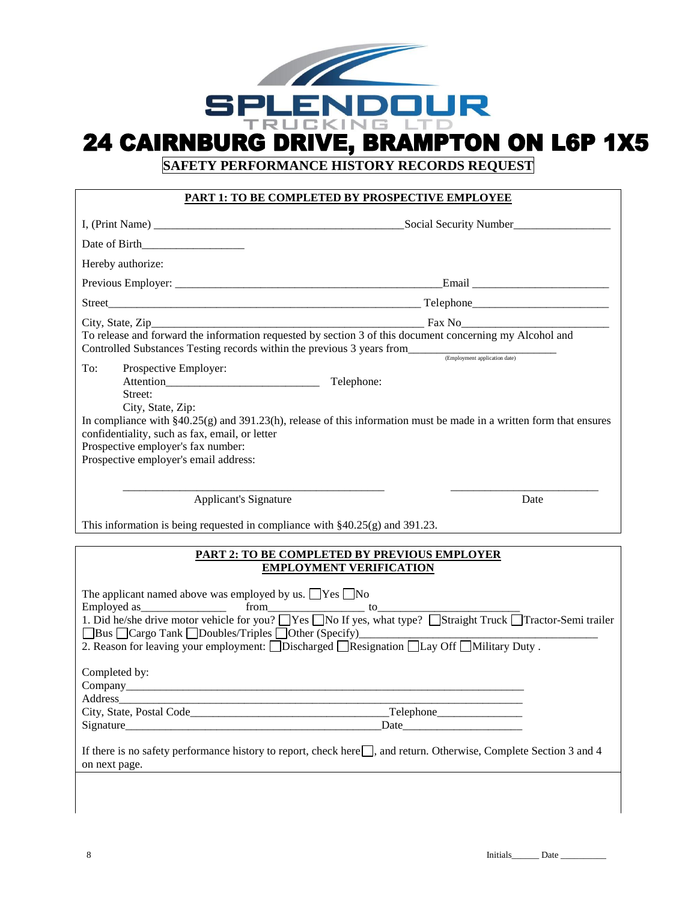# SPLENDOUR TRUCKING LTD

# 24 CAIRNBURG DRIVE, BRAMPTON ON L6P 1X5

## SAFETY PERFORMANCE HISTORY RECORDS REQUEST

### PART 1: TO BE COMPLETED BY PROSPECTIVE EMPLOYEE

I, (Print Name) ____________________________________________ Social Security Number________________

Date of Birth_________________

Hereby authorize:

Previous Employer: ______________________________________________ Email _______________________

Street_______________________________________________________ Telephone______________________

City, State, Zip_______________________________________________ Fax No________________________

To release and forward the information requested by section 3 of this document concerning my Alcohol and Controlled Substances Testing records within the previous 3 years from__________________________ (Employment application date)

To: Prospective Employer:
Attention___________________________ Telephone:
Street:
City, State, Zip:

In compliance with §40.25(g) and 391.23(h), release of this information must be made in a written form that ensures confidentiality, such as fax, email, or letter

Prospective employer's fax number:

Prospective employer's email address:

_____________________________________________ __________________________

Applicant's Signature Date

This information is being requested in compliance with §40.25(g) and 391.23.

### PART 2: TO BE COMPLETED BY PREVIOUS EMPLOYER
### EMPLOYMENT VERIFICATION

The applicant named above was employed by us. ☐Yes ☐No

Employed as_______________ from_________________ to________________________

1. Did he/she drive motor vehicle for you? ☐Yes ☐No If yes, what type? ☐Straight Truck ☐Tractor-Semi trailer ☐Bus ☐Cargo Tank ☐Doubles/Triples ☐Other (Specify)_________________________________________

2. Reason for leaving your employment: ☐Discharged ☐Resignation ☐Lay Off ☐Military Duty .

Completed by:
Company__________________________________________________________________
Address__________________________________________________________________
City, State, Postal Code__________________________________Telephone_______________
Signature_____________________________________________Date_____________________

If there is no safety performance history to report, check here☐, and return. Otherwise, Complete Section 3 and 4 on next page.

Initials______ Date __________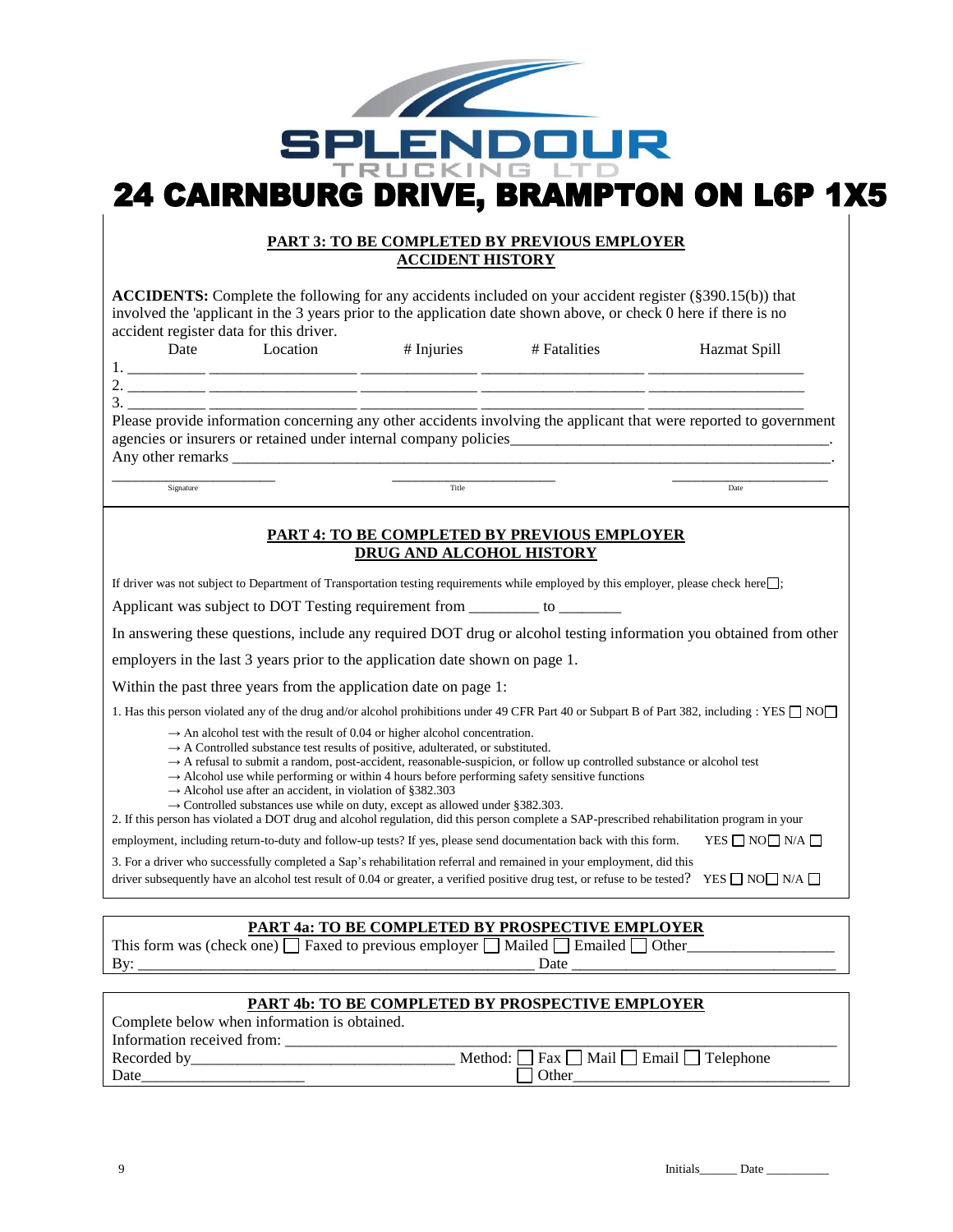# SPLENDOUR TRUCKING LTD

## 24 CAIRNBURG DRIVE, BRAMPTON ON L6P 1X5

### PART 3: TO BE COMPLETED BY PREVIOUS EMPLOYER
### ACCIDENT HISTORY

**ACCIDENTS:** Complete the following for any accidents included on your accident register (§390.15(b)) that involved the 'applicant in the 3 years prior to the application date shown above, or check 0 here if there is no accident register data for this driver.

| | Date | Location | # Injuries | # Fatalities | Hazmat Spill |
|---|---|---|---|---|---|
| 1. | __________ | __________________ | ______________ | ____________________ | ____________________ |
| 2. | __________ | __________________ | ______________ | ____________________ | ____________________ |
| 3. | __________ | __________________ | ______________ | ____________________ | ____________________ |

Please provide information concerning any other accidents involving the applicant that were reported to government agencies or insurers or retained under internal company policies__________________________________________.

Any other remarks ________________________________________________________________________________.

| _____________________ | _____________________ | _____________________ |
|---|---|---|
| Signature | Title | Date |

### PART 4: TO BE COMPLETED BY PREVIOUS EMPLOYER
### DRUG AND ALCOHOL HISTORY

If driver was not subject to Department of Transportation testing requirements while employed by this employer, please check here☐;

Applicant was subject to DOT Testing requirement from _________ to ________

In answering these questions, include any required DOT drug or alcohol testing information you obtained from other employers in the last 3 years prior to the application date shown on page 1.

Within the past three years from the application date on page 1:

1. Has this person violated any of the drug and/or alcohol prohibitions under 49 CFR Part 40 or Subpart B of Part 382, including : YES ☐ NO☐
   - → An alcohol test with the result of 0.04 or higher alcohol concentration.
   - → A Controlled substance test results of positive, adulterated, or substituted.
   - → A refusal to submit a random, post-accident, reasonable-suspicion, or follow up controlled substance or alcohol test
   - → Alcohol use while performing or within 4 hours before performing safety sensitive functions
   - → Alcohol use after an accident, in violation of §382.303
   - → Controlled substances use while on duty, except as allowed under §382.303.
2. If this person has violated a DOT drug and alcohol regulation, did this person complete a SAP-prescribed rehabilitation program in your employment, including return-to-duty and follow-up tests? If yes, please send documentation back with this form. YES ☐ NO☐ N/A ☐
3. For a driver who successfully completed a Sap's rehabilitation referral and remained in your employment, did this driver subsequently have an alcohol test result of 0.04 or greater, a verified positive drug test, or refuse to be tested? YES ☐ NO☐ N/A ☐

### PART 4a: TO BE COMPLETED BY PROSPECTIVE EMPLOYER

This form was (check one) ☐ Faxed to previous employer ☐ Mailed ☐ Emailed ☐ Other__________________

By: ____________________________________________________ Date ___________________________________

### PART 4b: TO BE COMPLETED BY PROSPECTIVE EMPLOYER

Complete below when information is obtained.

Information received from: _____________________________________________________________________

Recorded by__________________________________ Method: ☐ Fax ☐ Mail ☐ Email ☐ Telephone

Date____________________ ☐ Other__________________________________

Initials______ Date __________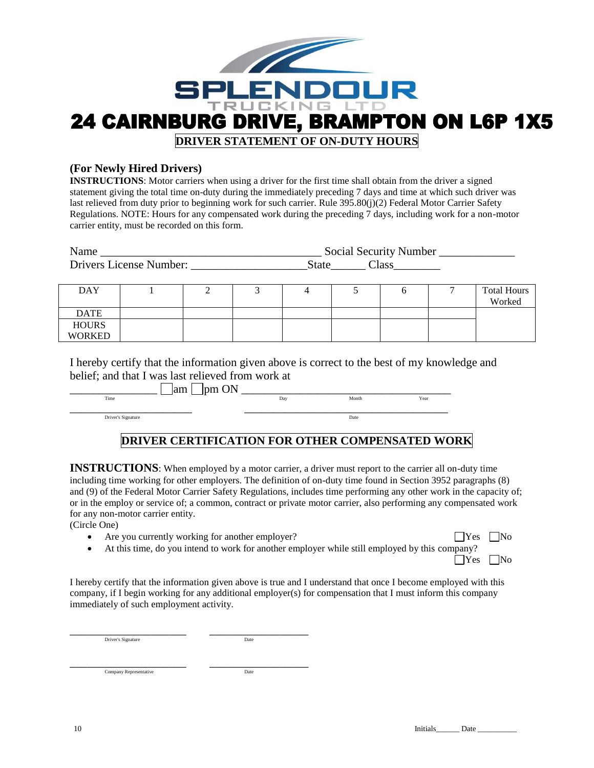# SPLENDOUR TRUCKING LTD

# 24 CAIRNBURG DRIVE, BRAMPTON ON L6P 1X5

## DRIVER STATEMENT OF ON-DUTY HOURS

**(For Newly Hired Drivers)**

**INSTRUCTIONS**: Motor carriers when using a driver for the first time shall obtain from the driver a signed statement giving the total time on-duty during the immediately preceding 7 days and time at which such driver was last relieved from duty prior to beginning work for such carrier. Rule 395.80(j)(2) Federal Motor Carrier Safety Regulations. NOTE: Hours for any compensated work during the preceding 7 days, including work for a non-motor carrier entity, must be recorded on this form.

Name ______________________________________ Social Security Number ____________

Drivers License Number: ___________________State______ Class________

| DAY | 1 | 2 | 3 | 4 | 5 | 6 | 7 | Total Hours Worked |
|---|---|---|---|---|---|---|---|---|
| DATE | | | | | | | | |
| HOURS WORKED | | | | | | | | |

I hereby certify that the information given above is correct to the best of my knowledge and belief; and that I was last relieved from work at

_______________ ☐am ☐pm ON ___________________________________

Time Day Month Year

________________________ ________________________________________

Driver's Signature Date

## DRIVER CERTIFICATION FOR OTHER COMPENSATED WORK

**INSTRUCTIONS**: When employed by a motor carrier, a driver must report to the carrier all on-duty time including time working for other employers. The definition of on-duty time found in Section 3952 paragraphs (8) and (9) of the Federal Motor Carrier Safety Regulations, includes time performing any other work in the capacity of; or in the employ or service of; a common, contract or private motor carrier, also performing any compensated work for any non-motor carrier entity.

(Circle One)

- Are you currently working for another employer? ☐Yes ☐No
- At this time, do you intend to work for another employer while still employed by this company? ☐Yes ☐No

I hereby certify that the information given above is true and I understand that once I become employed with this company, if I begin working for any additional employer(s) for compensation that I must inform this company immediately of such employment activity.

________________________ ____________________

Driver's Signature Date

________________________ ____________________

Company Representative Date

Initials______ Date __________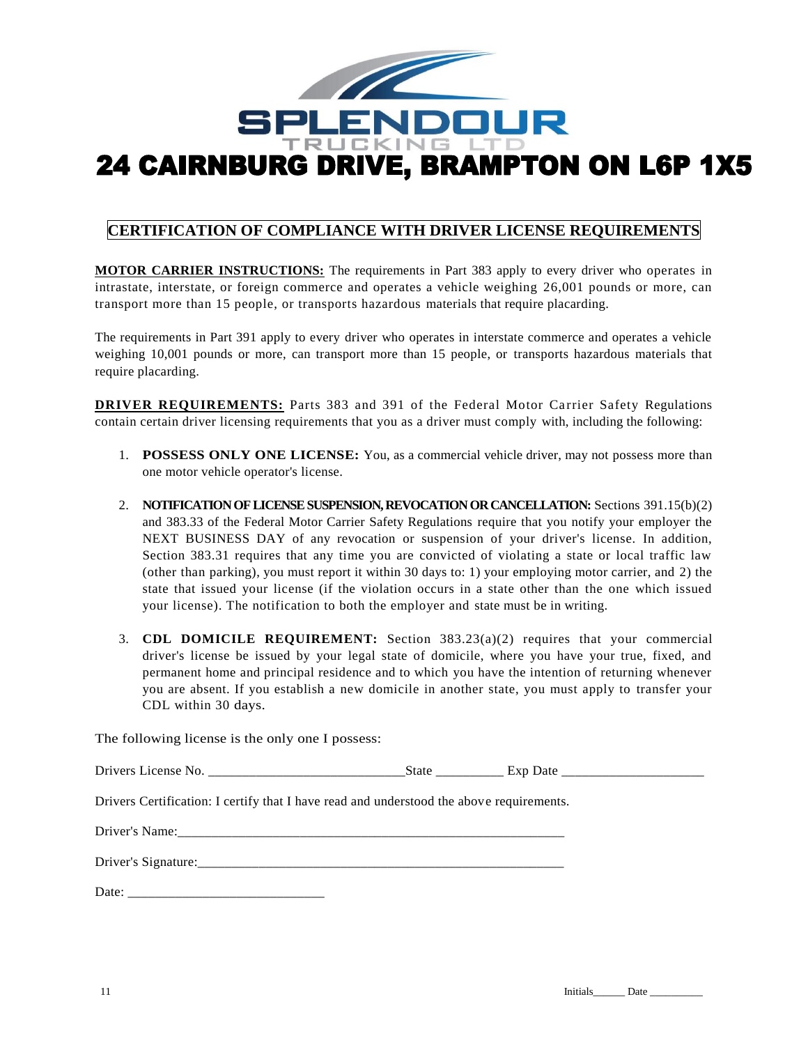# SPLENDOUR TRUCKING LTD

## 24 CAIRNBURG DRIVE, BRAMPTON ON L6P 1X5

## CERTIFICATION OF COMPLIANCE WITH DRIVER LICENSE REQUIREMENTS

**MOTOR CARRIER INSTRUCTIONS:** The requirements in Part 383 apply to every driver who operates in intrastate, interstate, or foreign commerce and operates a vehicle weighing 26,001 pounds or more, can transport more than 15 people, or transports hazardous materials that require placarding.

The requirements in Part 391 apply to every driver who operates in interstate commerce and operates a vehicle weighing 10,001 pounds or more, can transport more than 15 people, or transports hazardous materials that require placarding.

**DRIVER REQUIREMENTS:** Parts 383 and 391 of the Federal Motor Carrier Safety Regulations contain certain driver licensing requirements that you as a driver must comply with, including the following:

1. **POSSESS ONLY ONE LICENSE:** You, as a commercial vehicle driver, may not possess more than one motor vehicle operator's license.

2. **NOTIFICATION OF LICENSE SUSPENSION, REVOCATION OR CANCELLATION:** Sections 391.15(b)(2) and 383.33 of the Federal Motor Carrier Safety Regulations require that you notify your employer the NEXT BUSINESS DAY of any revocation or suspension of your driver's license. In addition, Section 383.31 requires that any time you are convicted of violating a state or local traffic law (other than parking), you must report it within 30 days to: 1) your employing motor carrier, and 2) the state that issued your license (if the violation occurs in a state other than the one which issued your license). The notification to both the employer and state must be in writing.

3. **CDL DOMICILE REQUIREMENT:** Section 383.23(a)(2) requires that your commercial driver's license be issued by your legal state of domicile, where you have your true, fixed, and permanent home and principal residence and to which you have the intention of returning whenever you are absent. If you establish a new domicile in another state, you must apply to transfer your CDL within 30 days.

The following license is the only one I possess:

Drivers License No. ____________________________ State __________ Exp Date ____________________

Drivers Certification: I certify that I have read and understood the above requirements.

Driver's Name:___________________________________________________________

Driver's Signature:________________________________________________________

Date: ____________________________

Initials______ Date __________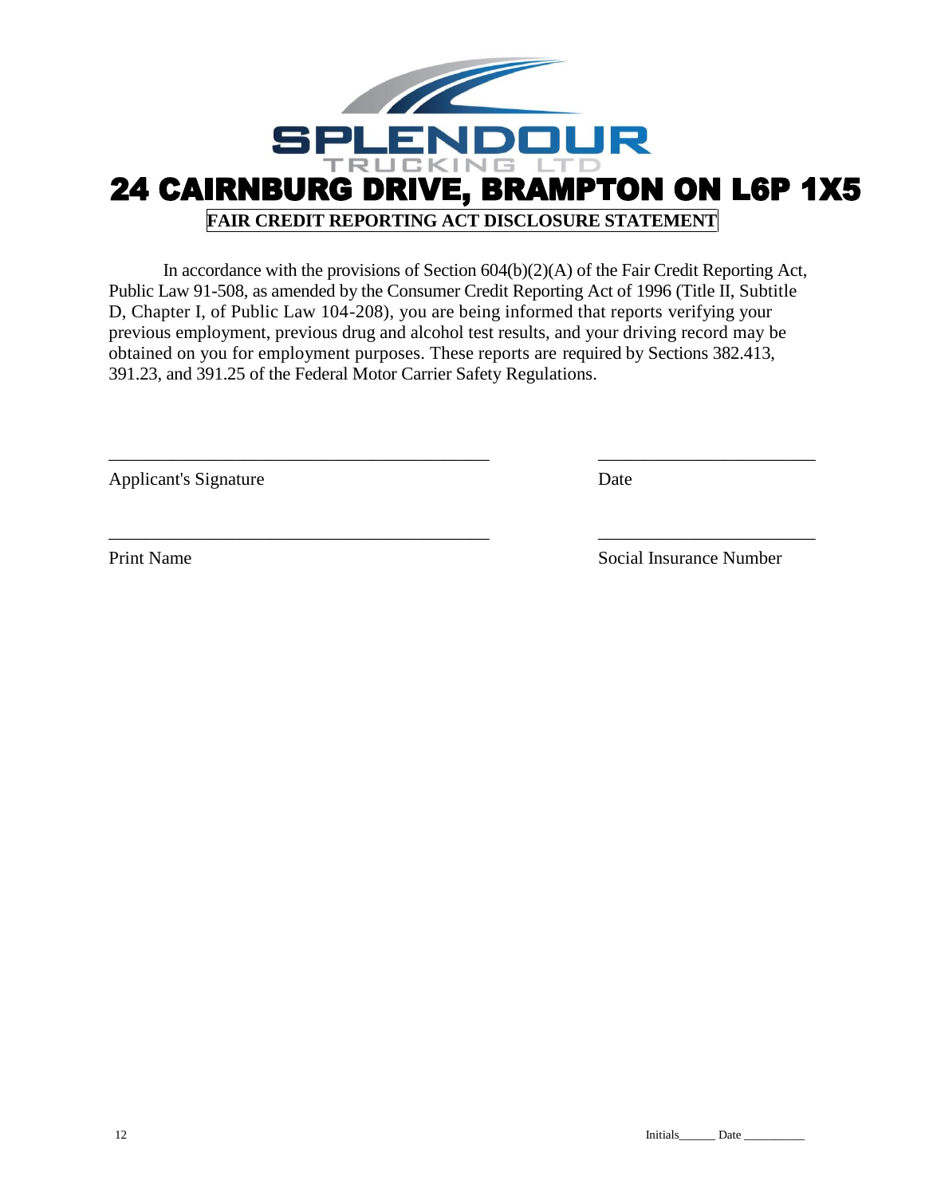**SPLENDOUR**

TRUCKING LTD

# 24 CAIRNBURG DRIVE, BRAMPTON ON L6P 1X5

## FAIR CREDIT REPORTING ACT DISCLOSURE STATEMENT

In accordance with the provisions of Section 604(b)(2)(A) of the Fair Credit Reporting Act, Public Law 91-508, as amended by the Consumer Credit Reporting Act of 1996 (Title II, Subtitle D, Chapter I, of Public Law 104-208), you are being informed that reports verifying your previous employment, previous drug and alcohol test results, and your driving record may be obtained on you for employment purposes. These reports are required by Sections 382.413, 391.23, and 391.25 of the Federal Motor Carrier Safety Regulations.

_____________________________________________ _________________________

Applicant's Signature Date

_____________________________________________ _________________________

Print Name Social Insurance Number

Initials______ Date __________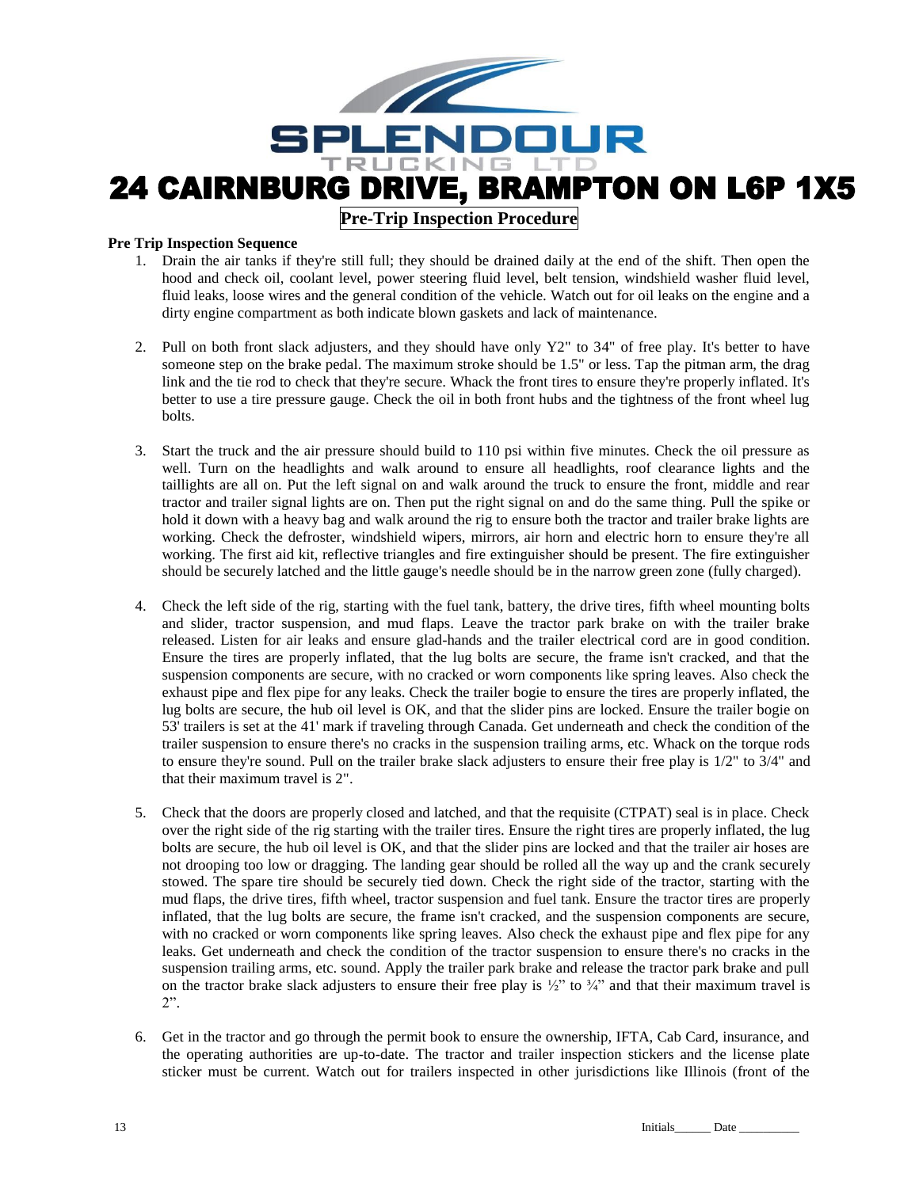**SPLENDOUR**
TRUCKING LTD

# 24 CAIRNBURG DRIVE, BRAMPTON ON L6P 1X5

## Pre-Trip Inspection Procedure

**Pre Trip Inspection Sequence**

1. Drain the air tanks if they're still full; they should be drained daily at the end of the shift. Then open the hood and check oil, coolant level, power steering fluid level, belt tension, windshield washer fluid level, fluid leaks, loose wires and the general condition of the vehicle. Watch out for oil leaks on the engine and a dirty engine compartment as both indicate blown gaskets and lack of maintenance.

2. Pull on both front slack adjusters, and they should have only Y2" to 34" of free play. It's better to have someone step on the brake pedal. The maximum stroke should be 1.5" or less. Tap the pitman arm, the drag link and the tie rod to check that they're secure. Whack the front tires to ensure they're properly inflated. It's better to use a tire pressure gauge. Check the oil in both front hubs and the tightness of the front wheel lug bolts.

3. Start the truck and the air pressure should build to 110 psi within five minutes. Check the oil pressure as well. Turn on the headlights and walk around to ensure all headlights, roof clearance lights and the taillights are all on. Put the left signal on and walk around the truck to ensure the front, middle and rear tractor and trailer signal lights are on. Then put the right signal on and do the same thing. Pull the spike or hold it down with a heavy bag and walk around the rig to ensure both the tractor and trailer brake lights are working. Check the defroster, windshield wipers, mirrors, air horn and electric horn to ensure they're all working. The first aid kit, reflective triangles and fire extinguisher should be present. The fire extinguisher should be securely latched and the little gauge's needle should be in the narrow green zone (fully charged).

4. Check the left side of the rig, starting with the fuel tank, battery, the drive tires, fifth wheel mounting bolts and slider, tractor suspension, and mud flaps. Leave the tractor park brake on with the trailer brake released. Listen for air leaks and ensure glad-hands and the trailer electrical cord are in good condition. Ensure the tires are properly inflated, that the lug bolts are secure, the frame isn't cracked, and that the suspension components are secure, with no cracked or worn components like spring leaves. Also check the exhaust pipe and flex pipe for any leaks. Check the trailer bogie to ensure the tires are properly inflated, the lug bolts are secure, the hub oil level is OK, and that the slider pins are locked. Ensure the trailer bogie on 53' trailers is set at the 41' mark if traveling through Canada. Get underneath and check the condition of the trailer suspension to ensure there's no cracks in the suspension trailing arms, etc. Whack on the torque rods to ensure they're sound. Pull on the trailer brake slack adjusters to ensure their free play is 1/2" to 3/4" and that their maximum travel is 2".

5. Check that the doors are properly closed and latched, and that the requisite (CTPAT) seal is in place. Check over the right side of the rig starting with the trailer tires. Ensure the right tires are properly inflated, the lug bolts are secure, the hub oil level is OK, and that the slider pins are locked and that the trailer air hoses are not drooping too low or dragging. The landing gear should be rolled all the way up and the crank securely stowed. The spare tire should be securely tied down. Check the right side of the tractor, starting with the mud flaps, the drive tires, fifth wheel, tractor suspension and fuel tank. Ensure the tractor tires are properly inflated, that the lug bolts are secure, the frame isn't cracked, and the suspension components are secure, with no cracked or worn components like spring leaves. Also check the exhaust pipe and flex pipe for any leaks. Get underneath and check the condition of the tractor suspension to ensure there's no cracks in the suspension trailing arms, etc. sound. Apply the trailer park brake and release the tractor park brake and pull on the tractor brake slack adjusters to ensure their free play is ½" to ¾" and that their maximum travel is 2".

6. Get in the tractor and go through the permit book to ensure the ownership, IFTA, Cab Card, insurance, and the operating authorities are up-to-date. The tractor and trailer inspection stickers and the license plate sticker must be current. Watch out for trailers inspected in other jurisdictions like Illinois (front of the

Initials______ Date __________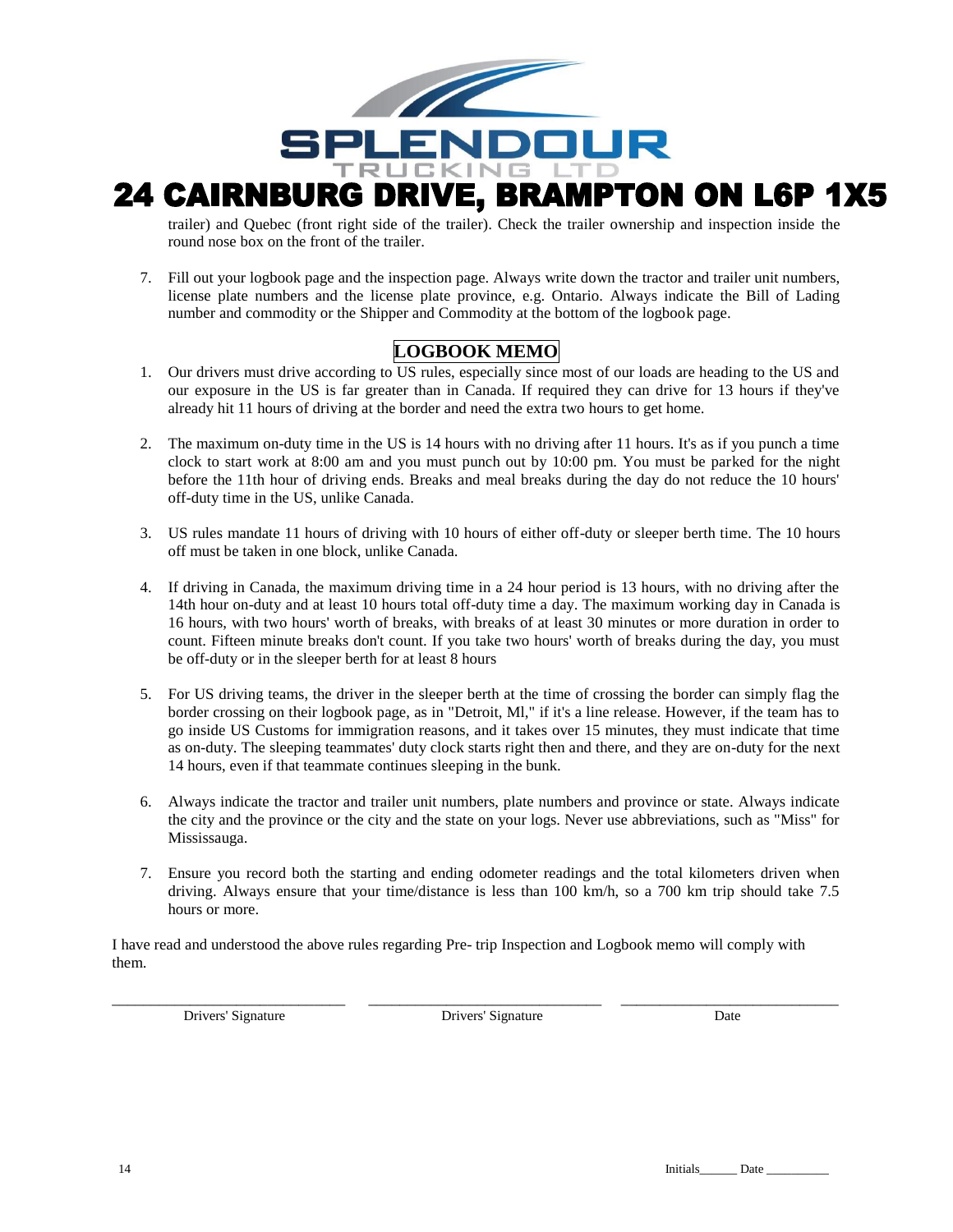# 24 CAIRNBURG DRIVE, BRAMPTON ON L6P 1X5

trailer) and Quebec (front right side of the trailer). Check the trailer ownership and inspection inside the round nose box on the front of the trailer.

7. Fill out your logbook page and the inspection page. Always write down the tractor and trailer unit numbers, license plate numbers and the license plate province, e.g. Ontario. Always indicate the Bill of Lading number and commodity or the Shipper and Commodity at the bottom of the logbook page.

## LOGBOOK MEMO

1. Our drivers must drive according to US rules, especially since most of our loads are heading to the US and our exposure in the US is far greater than in Canada. If required they can drive for 13 hours if they've already hit 11 hours of driving at the border and need the extra two hours to get home.

2. The maximum on-duty time in the US is 14 hours with no driving after 11 hours. It's as if you punch a time clock to start work at 8:00 am and you must punch out by 10:00 pm. You must be parked for the night before the 11th hour of driving ends. Breaks and meal breaks during the day do not reduce the 10 hours' off-duty time in the US, unlike Canada.

3. US rules mandate 11 hours of driving with 10 hours of either off-duty or sleeper berth time. The 10 hours off must be taken in one block, unlike Canada.

4. If driving in Canada, the maximum driving time in a 24 hour period is 13 hours, with no driving after the 14th hour on-duty and at least 10 hours total off-duty time a day. The maximum working day in Canada is 16 hours, with two hours' worth of breaks, with breaks of at least 30 minutes or more duration in order to count. Fifteen minute breaks don't count. If you take two hours' worth of breaks during the day, you must be off-duty or in the sleeper berth for at least 8 hours

5. For US driving teams, the driver in the sleeper berth at the time of crossing the border can simply flag the border crossing on their logbook page, as in "Detroit, Ml," if it's a line release. However, if the team has to go inside US Customs for immigration reasons, and it takes over 15 minutes, they must indicate that time as on-duty. The sleeping teammates' duty clock starts right then and there, and they are on-duty for the next 14 hours, even if that teammate continues sleeping in the bunk.

6. Always indicate the tractor and trailer unit numbers, plate numbers and province or state. Always indicate the city and the province or the city and the state on your logs. Never use abbreviations, such as "Miss" for Mississauga.

7. Ensure you record both the starting and ending odometer readings and the total kilometers driven when driving. Always ensure that your time/distance is less than 100 km/h, so a 700 km trip should take 7.5 hours or more.

I have read and understood the above rules regarding Pre- trip Inspection and Logbook memo will comply with them.

| ______________________ | ______________________ | ______________________ |
|---|---|---|
| Drivers' Signature | Drivers' Signature | Date |

Initials______ Date __________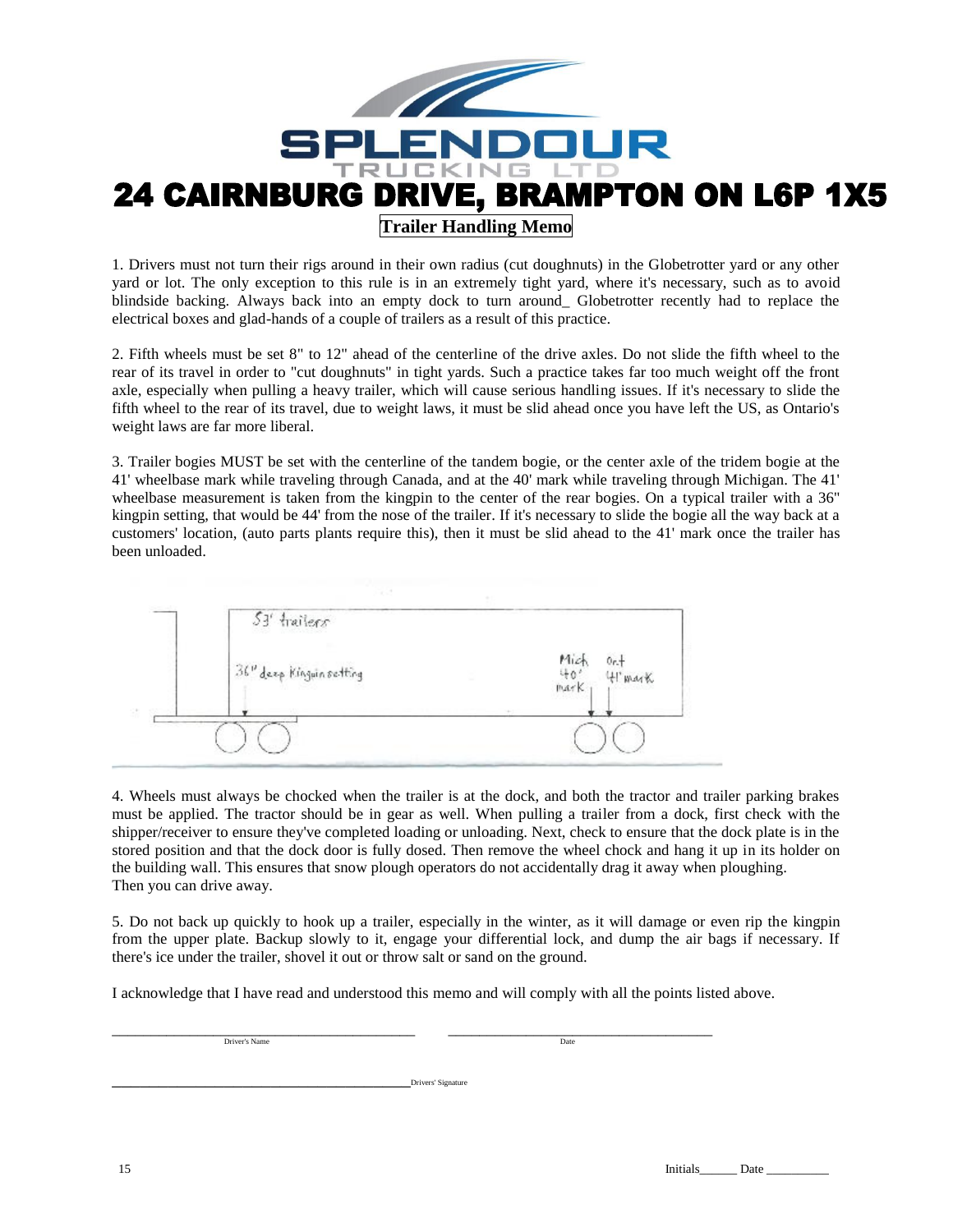# SPLENDOUR TRUCKING LTD

# 24 CAIRNBURG DRIVE, BRAMPTON ON L6P 1X5

## Trailer Handling Memo

1. Drivers must not turn their rigs around in their own radius (cut doughnuts) in the Globetrotter yard or any other yard or lot. The only exception to this rule is in an extremely tight yard, where it's necessary, such as to avoid blindside backing. Always back into an empty dock to turn around_ Globetrotter recently had to replace the electrical boxes and glad-hands of a couple of trailers as a result of this practice.

2. Fifth wheels must be set 8" to 12" ahead of the centerline of the drive axles. Do not slide the fifth wheel to the rear of its travel in order to "cut doughnuts" in tight yards. Such a practice takes far too much weight off the front axle, especially when pulling a heavy trailer, which will cause serious handling issues. If it's necessary to slide the fifth wheel to the rear of its travel, due to weight laws, it must be slid ahead once you have left the US, as Ontario's weight laws are far more liberal.

3. Trailer bogies MUST be set with the centerline of the tandem bogie, or the center axle of the tridem bogie at the 41' wheelbase mark while traveling through Canada, and at the 40' mark while traveling through Michigan. The 41' wheelbase measurement is taken from the kingpin to the center of the rear bogies. On a typical trailer with a 36" kingpin setting, that would be 44' from the nose of the trailer. If it's necessary to slide the bogie all the way back at a customers' location, (auto parts plants require this), then it must be slid ahead to the 41' mark once the trailer has been unloaded.

53' trailers

36" deep Kingpin setting

Mich 40' mark

Ont 41' mark

4. Wheels must always be chocked when the trailer is at the dock, and both the tractor and trailer parking brakes must be applied. The tractor should be in gear as well. When pulling a trailer from a dock, first check with the shipper/receiver to ensure they've completed loading or unloading. Next, check to ensure that the dock plate is in the stored position and that the dock door is fully dosed. Then remove the wheel chock and hang it up in its holder on the building wall. This ensures that snow plough operators do not accidentally drag it away when ploughing.
Then you can drive away.

5. Do not back up quickly to hook up a trailer, especially in the winter, as it will damage or even rip the kingpin from the upper plate. Backup slowly to it, engage your differential lock, and dump the air bags if necessary. If there's ice under the trailer, shovel it out or throw salt or sand on the ground.

I acknowledge that I have read and understood this memo and will comply with all the points listed above.

_______________________________ Driver's Name

_______________________________ Date

_______________________________ Drivers' Signature

Initials______ Date __________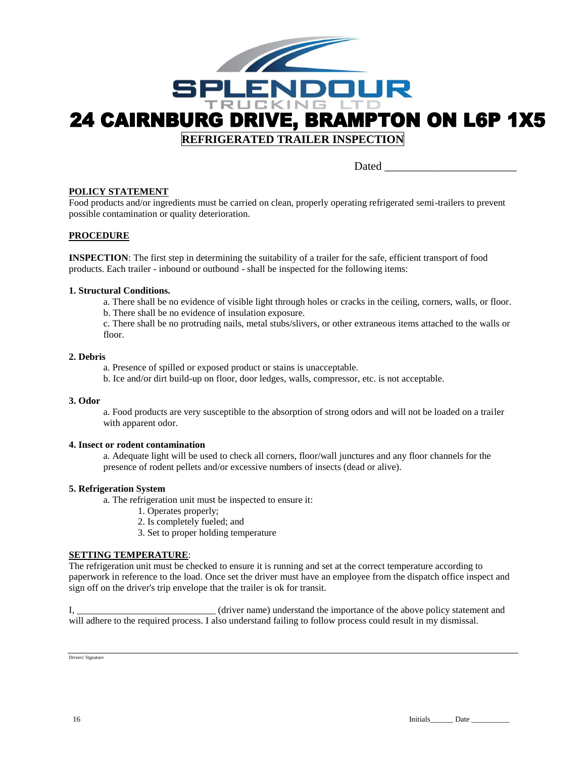SPLENDOUR

TRUCKING LTD

# 24 CAIRNBURG DRIVE, BRAMPTON ON L6P 1X5

## REFRIGERATED TRAILER INSPECTION

Dated ______________________

**POLICY STATEMENT**

Food products and/or ingredients must be carried on clean, properly operating refrigerated semi-trailers to prevent possible contamination or quality deterioration.

**PROCEDURE**

**INSPECTION**: The first step in determining the suitability of a trailer for the safe, efficient transport of food products. Each trailer - inbound or outbound - shall be inspected for the following items:

**1. Structural Conditions.**

a. There shall be no evidence of visible light through holes or cracks in the ceiling, corners, walls, or floor.

b. There shall be no evidence of insulation exposure.

c. There shall be no protruding nails, metal stubs/slivers, or other extraneous items attached to the walls or floor.

**2. Debris**

a. Presence of spilled or exposed product or stains is unacceptable.

b. Ice and/or dirt build-up on floor, door ledges, walls, compressor, etc. is not acceptable.

**3. Odor**

a. Food products are very susceptible to the absorption of strong odors and will not be loaded on a trailer with apparent odor.

**4. Insect or rodent contamination**

a. Adequate light will be used to check all corners, floor/wall junctures and any floor channels for the presence of rodent pellets and/or excessive numbers of insects (dead or alive).

**5. Refrigeration System**

a. The refrigeration unit must be inspected to ensure it:

1. Operates properly;
2. Is completely fueled; and
3. Set to proper holding temperature

**SETTING TEMPERATURE**:

The refrigeration unit must be checked to ensure it is running and set at the correct temperature according to paperwork in reference to the load. Once set the driver must have an employee from the dispatch office inspect and sign off on the driver's trip envelope that the trailer is ok for transit.

I, ____________________________ (driver name) understand the importance of the above policy statement and will adhere to the required process. I also understand failing to follow process could result in my dismissal.

______________________________

Drivers' Signature

Initials______ Date __________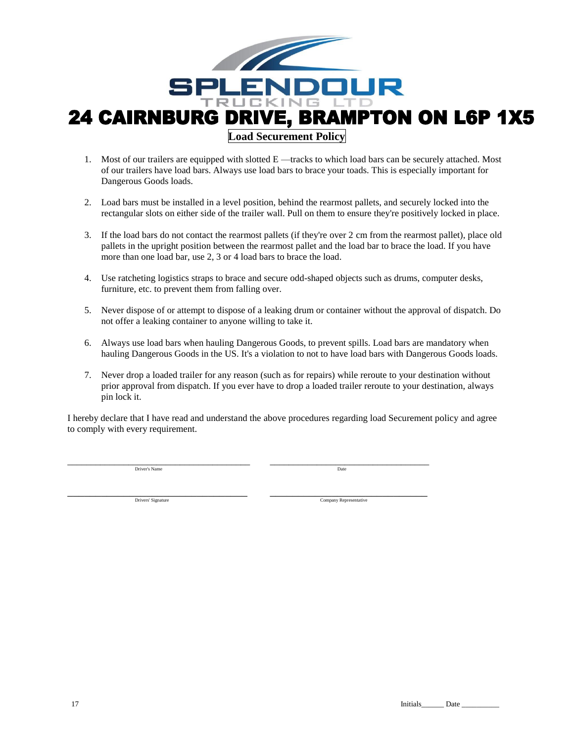**SPLENDOUR**
TRUCKING LTD

# 24 CAIRNBURG DRIVE, BRAMPTON ON L6P 1X5

## Load Securement Policy

1. Most of our trailers are equipped with slotted E —tracks to which load bars can be securely attached. Most of our trailers have load bars. Always use load bars to brace your toads. This is especially important for Dangerous Goods loads.

2. Load bars must be installed in a level position, behind the rearmost pallets, and securely locked into the rectangular slots on either side of the trailer wall. Pull on them to ensure they're positively locked in place.

3. If the load bars do not contact the rearmost pallets (if they're over 2 cm from the rearmost pallet), place old pallets in the upright position between the rearmost pallet and the load bar to brace the load. If you have more than one load bar, use 2, 3 or 4 load bars to brace the load.

4. Use ratcheting logistics straps to brace and secure odd-shaped objects such as drums, computer desks, furniture, etc. to prevent them from falling over.

5. Never dispose of or attempt to dispose of a leaking drum or container without the approval of dispatch. Do not offer a leaking container to anyone willing to take it.

6. Always use load bars when hauling Dangerous Goods, to prevent spills. Load bars are mandatory when hauling Dangerous Goods in the US. It's a violation to not to have load bars with Dangerous Goods loads.

7. Never drop a loaded trailer for any reason (such as for repairs) while reroute to your destination without prior approval from dispatch. If you ever have to drop a loaded trailer reroute to your destination, always pin lock it.

I hereby declare that I have read and understand the above procedures regarding load Securement policy and agree to comply with every requirement.

____________________________________ Driver's Name

____________________________________ Date

____________________________________ Drivers' Signature

____________________________________ Company Representative

Initials______ Date __________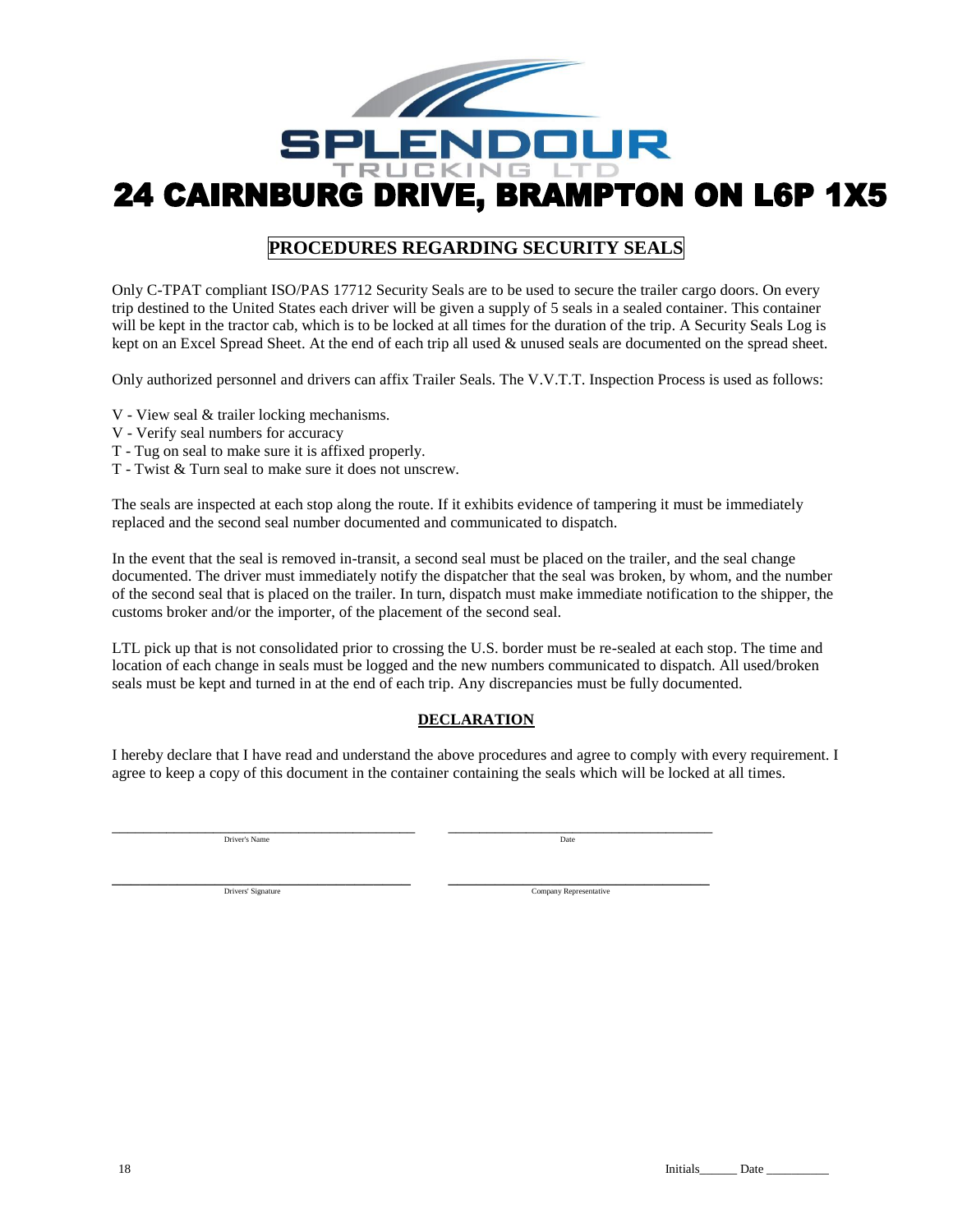# SPLENDOUR TRUCKING LTD

# 24 CAIRNBURG DRIVE, BRAMPTON ON L6P 1X5

## PROCEDURES REGARDING SECURITY SEALS

Only C-TPAT compliant ISO/PAS 17712 Security Seals are to be used to secure the trailer cargo doors. On every trip destined to the United States each driver will be given a supply of 5 seals in a sealed container. This container will be kept in the tractor cab, which is to be locked at all times for the duration of the trip. A Security Seals Log is kept on an Excel Spread Sheet. At the end of each trip all used & unused seals are documented on the spread sheet.

Only authorized personnel and drivers can affix Trailer Seals. The V.V.T.T. Inspection Process is used as follows:

V - View seal & trailer locking mechanisms.
V - Verify seal numbers for accuracy
T - Tug on seal to make sure it is affixed properly.
T - Twist & Turn seal to make sure it does not unscrew.

The seals are inspected at each stop along the route. If it exhibits evidence of tampering it must be immediately replaced and the second seal number documented and communicated to dispatch.

In the event that the seal is removed in-transit, a second seal must be placed on the trailer, and the seal change documented. The driver must immediately notify the dispatcher that the seal was broken, by whom, and the number of the second seal that is placed on the trailer. In turn, dispatch must make immediate notification to the shipper, the customs broker and/or the importer, of the placement of the second seal.

LTL pick up that is not consolidated prior to crossing the U.S. border must be re-sealed at each stop. The time and location of each change in seals must be logged and the new numbers communicated to dispatch. All used/broken seals must be kept and turned in at the end of each trip. Any discrepancies must be fully documented.

### DECLARATION

I hereby declare that I have read and understand the above procedures and agree to comply with every requirement. I agree to keep a copy of this document in the container containing the seals which will be locked at all times.

_______________________________ Driver's Name

_______________________________ Date

_______________________________ Drivers' Signature

_______________________________ Company Representative

Initials______ Date __________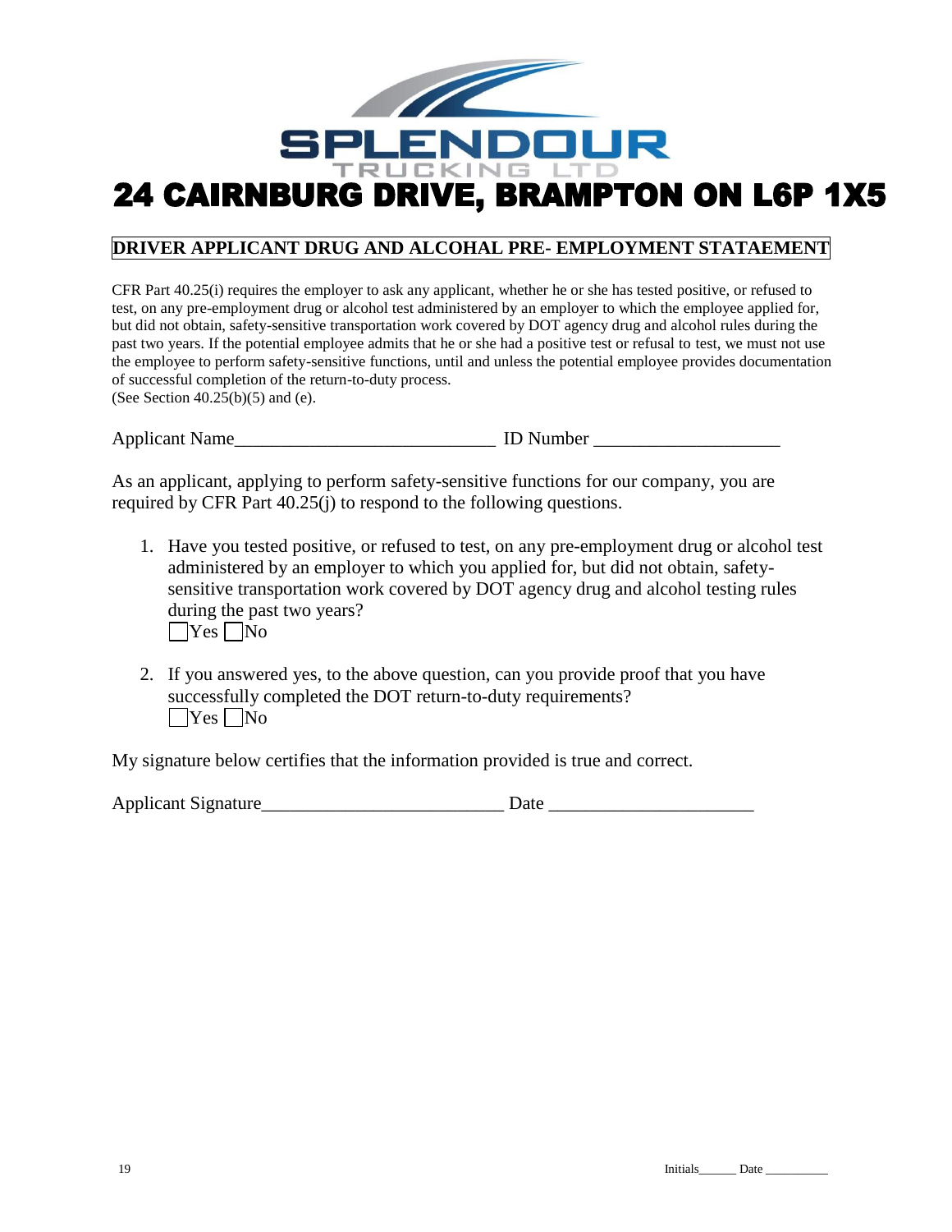SPLENDOUR

TRUCKING LTD

# 24 CAIRNBURG DRIVE, BRAMPTON ON L6P 1X5

## DRIVER APPLICANT DRUG AND ALCOHAL PRE- EMPLOYMENT STATAEMENT

CFR Part 40.25(i) requires the employer to ask any applicant, whether he or she has tested positive, or refused to test, on any pre-employment drug or alcohol test administered by an employer to which the employee applied for, but did not obtain, safety-sensitive transportation work covered by DOT agency drug and alcohol rules during the past two years. If the potential employee admits that he or she had a positive test or refusal to test, we must not use the employee to perform safety-sensitive functions, until and unless the potential employee provides documentation of successful completion of the return-to-duty process.
(See Section 40.25(b)(5) and (e).

Applicant Name____________________________ ID Number ____________________

As an applicant, applying to perform safety-sensitive functions for our company, you are required by CFR Part 40.25(j) to respond to the following questions.

1. Have you tested positive, or refused to test, on any pre-employment drug or alcohol test administered by an employer to which you applied for, but did not obtain, safety-sensitive transportation work covered by DOT agency drug and alcohol testing rules during the past two years?
   ☐Yes ☐No

2. If you answered yes, to the above question, can you provide proof that you have successfully completed the DOT return-to-duty requirements?
   ☐Yes ☐No

My signature below certifies that the information provided is true and correct.

Applicant Signature__________________________ Date ______________________

Initials______ Date __________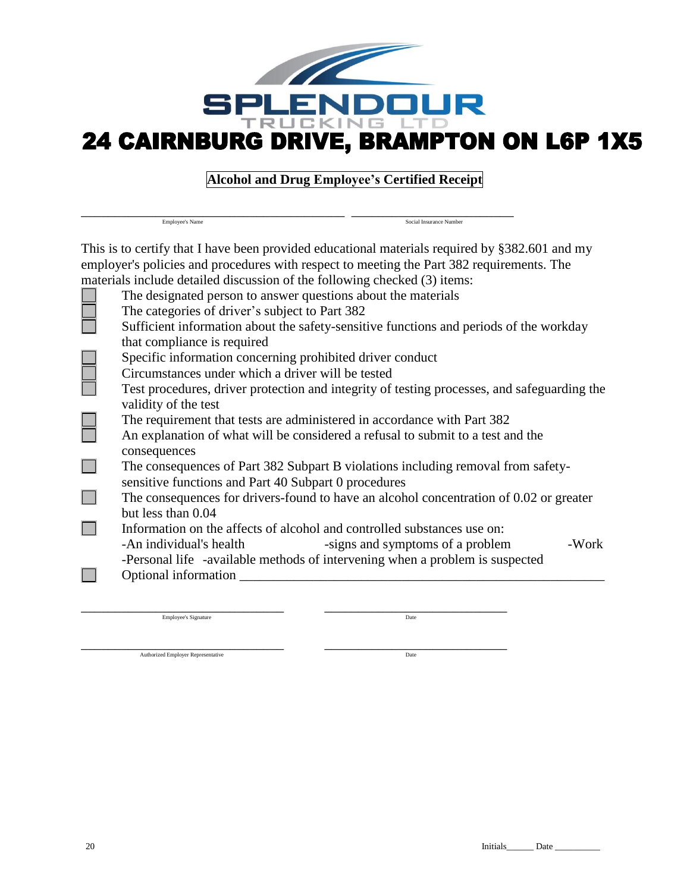SPLENDOUR

TRUCKING LTD

# 24 CAIRNBURG DRIVE, BRAMPTON ON L6P 1X5

## Alcohol and Drug Employee's Certified Receipt

_______________________________________ Employee's Name    ___________________________ Social Insurance Number

This is to certify that I have been provided educational materials required by §382.601 and my employer's policies and procedures with respect to meeting the Part 382 requirements. The materials include detailed discussion of the following checked (3) items:

- ☐ The designated person to answer questions about the materials
- ☐ The categories of driver's subject to Part 382
- ☐ Sufficient information about the safety-sensitive functions and periods of the workday that compliance is required
- ☐ Specific information concerning prohibited driver conduct
- ☐ Circumstances under which a driver will be tested
- ☐ Test procedures, driver protection and integrity of testing processes, and safeguarding the validity of the test
- ☐ The requirement that tests are administered in accordance with Part 382
- ☐ An explanation of what will be considered a refusal to submit to a test and the consequences
- ☐ The consequences of Part 382 Subpart B violations including removal from safety-sensitive functions and Part 40 Subpart 0 procedures
- ☐ The consequences for drivers-found to have an alcohol concentration of 0.02 or greater but less than 0.04
- ☐ Information on the affects of alcohol and controlled substances use on:
  -An individual's health    -signs and symptoms of a problem    -Work
  -Personal life  -available methods of intervening when a problem is suspected
- ☐ Optional information _______________________________________________

_______________________________ Employee's Signature    ___________________________ Date

_______________________________ Authorized Employer Representative    ___________________________ Date

Initials______ Date __________